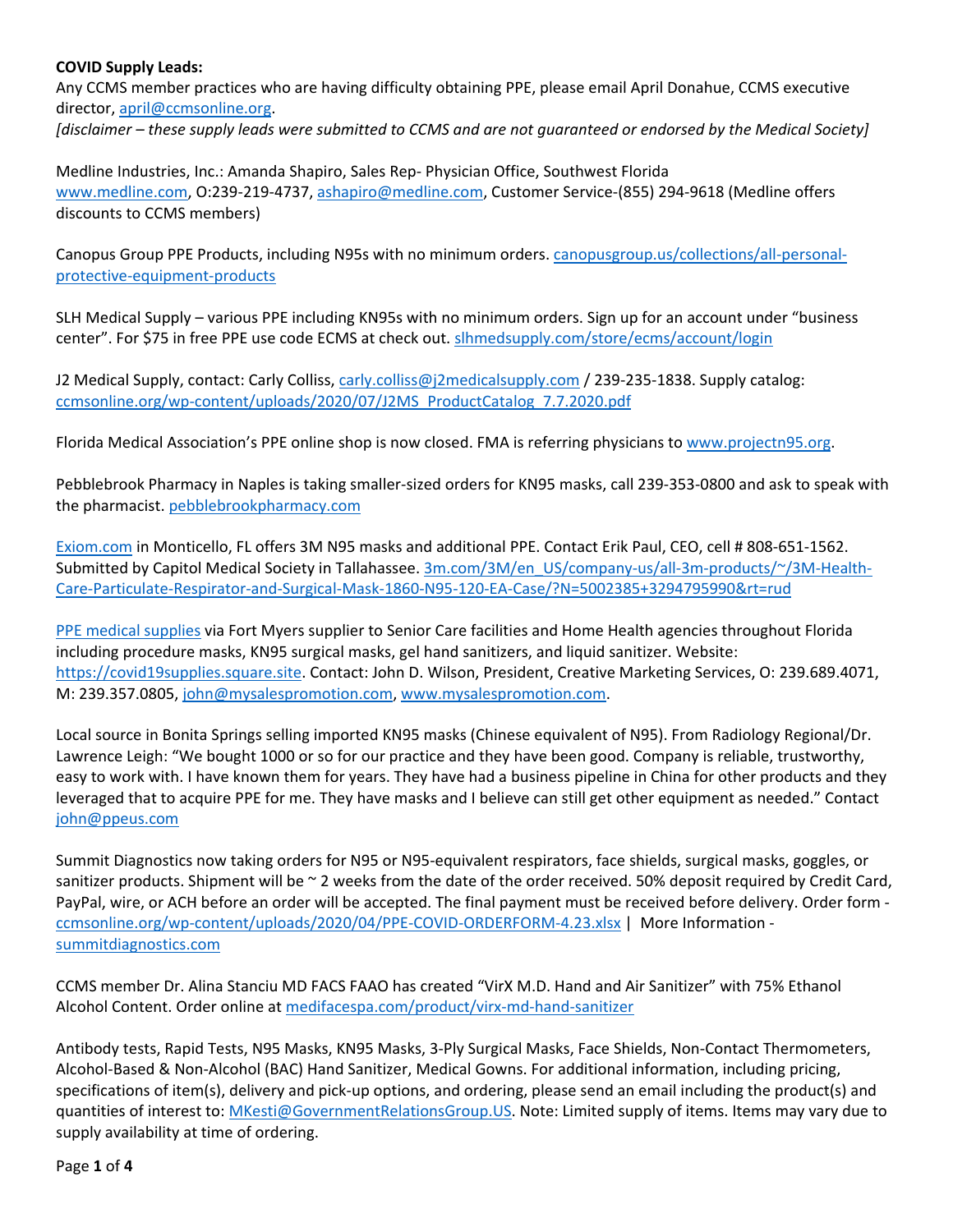**COVID Supply Leads:**

Any CCMS member practices who are having difficulty obtaining PPE, please email April Donahue, CCMS executive director, april@ccmsonline.org.

*[disclaimer – these supply leads were submitted to CCMS and are not guaranteed or endorsed by the Medical Society]*

Medline Industries, Inc.: Amanda Shapiro, Sales Rep- Physician Office, Southwest Florida www.medline.com, O:239-219-4737, ashapiro@medline.com, Customer Service-(855) 294-9618 (Medline offers discounts to CCMS members)

Canopus Group PPE Products, including N95s with no minimum orders. canopusgroup.us/collections/all-personal-protective-equipment-products

SLH Medical Supply – various PPE including KN95s with no minimum orders. Sign up for an account under "business center". For $75 in free PPE use code ECMS at check out. slhmedsupply.com/store/ecms/account/login

J2 Medical Supply, contact: Carly Colliss, carly.colliss@j2medicalsupply.com / 239-235-1838. Supply catalog: ccmsonline.org/wp-content/uploads/2020/07/J2MS_ProductCatalog_7.7.2020.pdf

Florida Medical Association's PPE online shop is now closed. FMA is referring physicians to www.projectn95.org.

Pebblebrook Pharmacy in Naples is taking smaller-sized orders for KN95 masks, call 239-353-0800 and ask to speak with the pharmacist. pebblebrookpharmacy.com

Exiom.com in Monticello, FL offers 3M N95 masks and additional PPE. Contact Erik Paul, CEO, cell # 808-651-1562. Submitted by Capitol Medical Society in Tallahassee. 3m.com/3M/en_US/company-us/all-3m-products/~/3M-Health-Care-Particulate-Respirator-and-Surgical-Mask-1860-N95-120-EA-Case/?N=5002385+3294795990&rt=rud

PPE medical supplies via Fort Myers supplier to Senior Care facilities and Home Health agencies throughout Florida including procedure masks, KN95 surgical masks, gel hand sanitizers, and liquid sanitizer. Website: https://covid19supplies.square.site. Contact: John D. Wilson, President, Creative Marketing Services, O: 239.689.4071, M: 239.357.0805, john@mysalespromotion.com, www.mysalespromotion.com.

Local source in Bonita Springs selling imported KN95 masks (Chinese equivalent of N95). From Radiology Regional/Dr. Lawrence Leigh: "We bought 1000 or so for our practice and they have been good. Company is reliable, trustworthy, easy to work with. I have known them for years. They have had a business pipeline in China for other products and they leveraged that to acquire PPE for me. They have masks and I believe can still get other equipment as needed." Contact john@ppeus.com

Summit Diagnostics now taking orders for N95 or N95-equivalent respirators, face shields, surgical masks, goggles, or sanitizer products. Shipment will be ~ 2 weeks from the date of the order received. 50% deposit required by Credit Card, PayPal, wire, or ACH before an order will be accepted. The final payment must be received before delivery. Order form - ccmsonline.org/wp-content/uploads/2020/04/PPE-COVID-ORDERFORM-4.23.xlsx | More Information - summitdiagnostics.com

CCMS member Dr. Alina Stanciu MD FACS FAAO has created "VirX M.D. Hand and Air Sanitizer" with 75% Ethanol Alcohol Content. Order online at medifacespa.com/product/virx-md-hand-sanitizer

Antibody tests, Rapid Tests, N95 Masks, KN95 Masks, 3-Ply Surgical Masks, Face Shields, Non-Contact Thermometers, Alcohol-Based & Non-Alcohol (BAC) Hand Sanitizer, Medical Gowns. For additional information, including pricing, specifications of item(s), delivery and pick-up options, and ordering, please send an email including the product(s) and quantities of interest to: MKesti@GovernmentRelationsGroup.US. Note: Limited supply of items. Items may vary due to supply availability at time of ordering.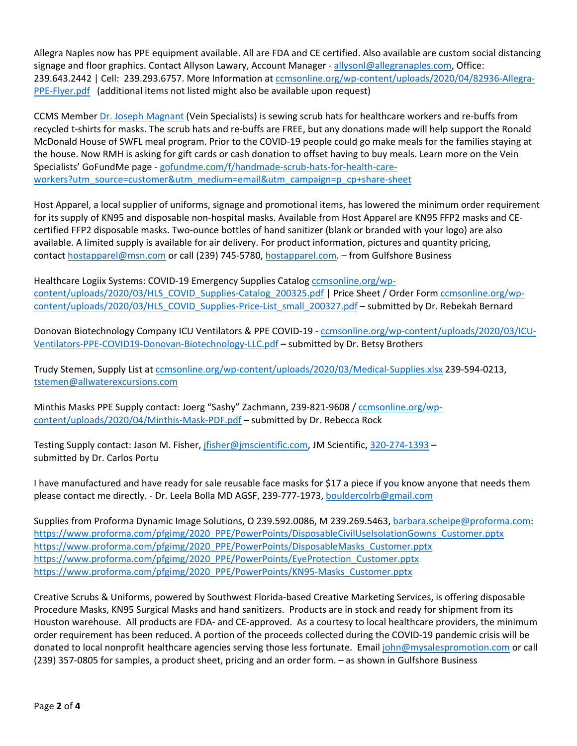Allegra Naples now has PPE equipment available. All are FDA and CE certified. Also available are custom social distancing signage and floor graphics. Contact Allyson Lawary, Account Manager - allysonl@allegranaples.com, Office: 239.643.2442 | Cell: 239.293.6757. More Information at ccmsonline.org/wp-content/uploads/2020/04/82936-Allegra-PPE-Flyer.pdf (additional items not listed might also be available upon request)

CCMS Member Dr. Joseph Magnant (Vein Specialists) is sewing scrub hats for healthcare workers and re-buffs from recycled t-shirts for masks. The scrub hats and re-buffs are FREE, but any donations made will help support the Ronald McDonald House of SWFL meal program. Prior to the COVID-19 people could go make meals for the families staying at the house. Now RMH is asking for gift cards or cash donation to offset having to buy meals. Learn more on the Vein Specialists' GoFundMe page - gofundme.com/f/handmade-scrub-hats-for-health-care-workers?utm_source=customer&utm_medium=email&utm_campaign=p_cp+share-sheet

Host Apparel, a local supplier of uniforms, signage and promotional items, has lowered the minimum order requirement for its supply of KN95 and disposable non-hospital masks. Available from Host Apparel are KN95 FFP2 masks and CE-certified FFP2 disposable masks. Two-ounce bottles of hand sanitizer (blank or branded with your logo) are also available. A limited supply is available for air delivery. For product information, pictures and quantity pricing, contact hostapparel@msn.com or call (239) 745-5780, hostapparel.com. – from Gulfshore Business

Healthcare Logiix Systems: COVID-19 Emergency Supplies Catalog ccmsonline.org/wp-content/uploads/2020/03/HLS_COVID_Supplies-Catalog_200325.pdf | Price Sheet / Order Form ccmsonline.org/wp-content/uploads/2020/03/HLS_COVID_Supplies-Price-List_small_200327.pdf – submitted by Dr. Rebekah Bernard

Donovan Biotechnology Company ICU Ventilators & PPE COVID-19 - ccmsonline.org/wp-content/uploads/2020/03/ICU-Ventilators-PPE-COVID19-Donovan-Biotechnology-LLC.pdf – submitted by Dr. Betsy Brothers

Trudy Stemen, Supply List at ccmsonline.org/wp-content/uploads/2020/03/Medical-Supplies.xlsx 239-594-0213, tstemen@allwaterexcursions.com

Minthis Masks PPE Supply contact: Joerg "Sashy" Zachmann, 239-821-9608 / ccmsonline.org/wp-content/uploads/2020/04/Minthis-Mask-PDF.pdf – submitted by Dr. Rebecca Rock

Testing Supply contact: Jason M. Fisher, jfisher@jmscientific.com, JM Scientific, 320-274-1393 – submitted by Dr. Carlos Portu

I have manufactured and have ready for sale reusable face masks for $17 a piece if you know anyone that needs them please contact me directly. - Dr. Leela Bolla MD AGSF, 239-777-1973, bouldercolrb@gmail.com

Supplies from Proforma Dynamic Image Solutions, O 239.592.0086, M 239.269.5463, barbara.scheipe@proforma.com:
https://www.proforma.com/pfgimg/2020_PPE/PowerPoints/DisposableCivilUseIsolationGowns_Customer.pptx
https://www.proforma.com/pfgimg/2020_PPE/PowerPoints/DisposableMasks_Customer.pptx
https://www.proforma.com/pfgimg/2020_PPE/PowerPoints/EyeProtection_Customer.pptx
https://www.proforma.com/pfgimg/2020_PPE/PowerPoints/KN95-Masks_Customer.pptx

Creative Scrubs & Uniforms, powered by Southwest Florida-based Creative Marketing Services, is offering disposable Procedure Masks, KN95 Surgical Masks and hand sanitizers. Products are in stock and ready for shipment from its Houston warehouse. All products are FDA- and CE-approved. As a courtesy to local healthcare providers, the minimum order requirement has been reduced. A portion of the proceeds collected during the COVID-19 pandemic crisis will be donated to local nonprofit healthcare agencies serving those less fortunate. Email john@mysalespromotion.com or call (239) 357-0805 for samples, a product sheet, pricing and an order form. – as shown in Gulfshore Business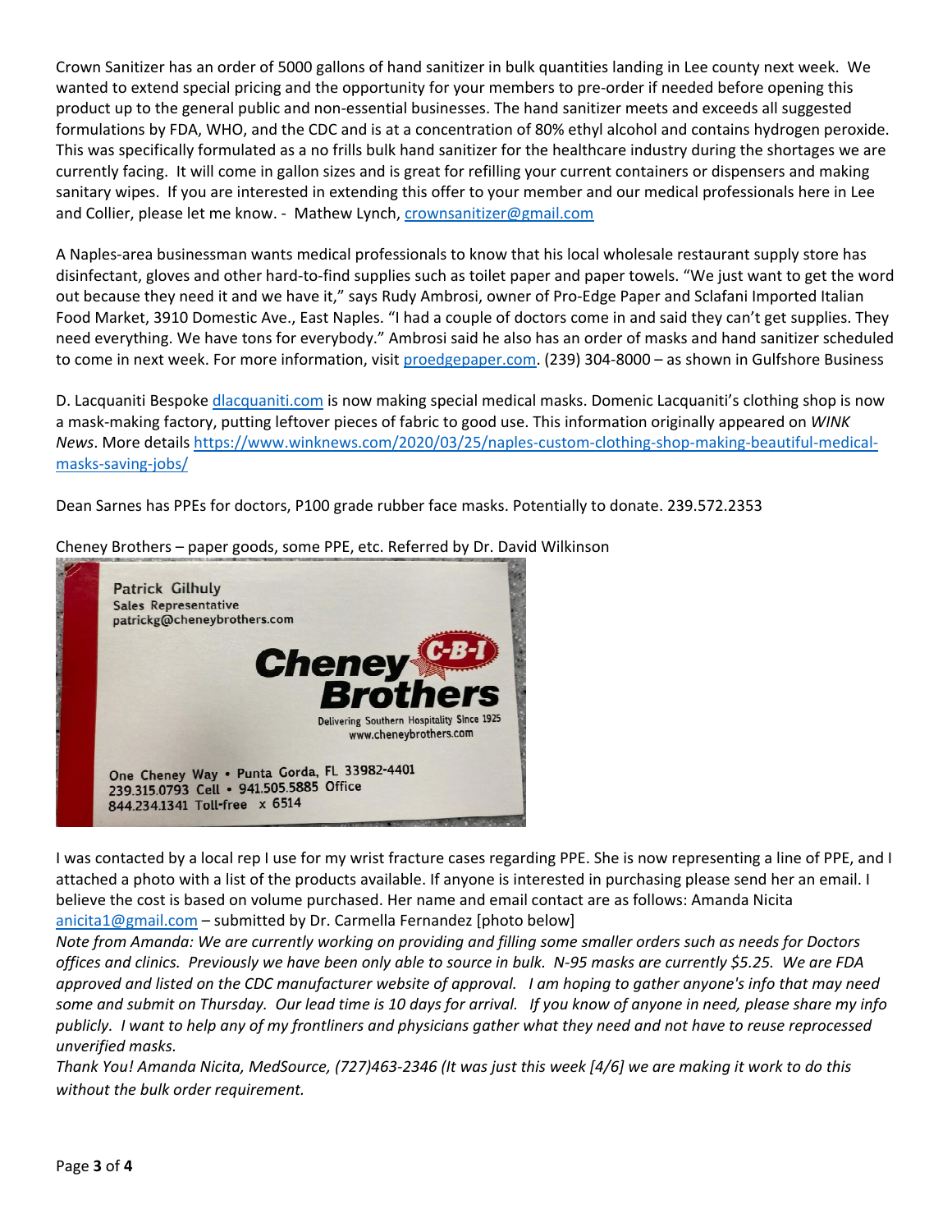Crown Sanitizer has an order of 5000 gallons of hand sanitizer in bulk quantities landing in Lee county next week. We wanted to extend special pricing and the opportunity for your members to pre-order if needed before opening this product up to the general public and non-essential businesses. The hand sanitizer meets and exceeds all suggested formulations by FDA, WHO, and the CDC and is at a concentration of 80% ethyl alcohol and contains hydrogen peroxide. This was specifically formulated as a no frills bulk hand sanitizer for the healthcare industry during the shortages we are currently facing. It will come in gallon sizes and is great for refilling your current containers or dispensers and making sanitary wipes. If you are interested in extending this offer to your member and our medical professionals here in Lee and Collier, please let me know. - Mathew Lynch, crownsanitizer@gmail.com

A Naples-area businessman wants medical professionals to know that his local wholesale restaurant supply store has disinfectant, gloves and other hard-to-find supplies such as toilet paper and paper towels. "We just want to get the word out because they need it and we have it," says Rudy Ambrosi, owner of Pro-Edge Paper and Sclafani Imported Italian Food Market, 3910 Domestic Ave., East Naples. "I had a couple of doctors come in and said they can't get supplies. They need everything. We have tons for everybody." Ambrosi said he also has an order of masks and hand sanitizer scheduled to come in next week. For more information, visit proedgepaper.com. (239) 304-8000 – as shown in Gulfshore Business

D. Lacquaniti Bespoke dlacquaniti.com is now making special medical masks. Domenic Lacquaniti's clothing shop is now a mask-making factory, putting leftover pieces of fabric to good use. This information originally appeared on *WINK News*. More details https://www.winknews.com/2020/03/25/naples-custom-clothing-shop-making-beautiful-medical-masks-saving-jobs/

Dean Sarnes has PPEs for doctors, P100 grade rubber face masks. Potentially to donate. 239.572.2353

Cheney Brothers – paper goods, some PPE, etc. Referred by Dr. David Wilkinson

Patrick Gilhuly
Sales Representative
patrickg@cheneybrothers.com

Cheney Brothers C-B-I
Delivering Southern Hospitality Since 1925
www.cheneybrothers.com

One Cheney Way • Punta Gorda, FL 33982-4401
239.315.0793 Cell • 941.505.5885 Office
844.234.1341 Toll-free x 6514

I was contacted by a local rep I use for my wrist fracture cases regarding PPE. She is now representing a line of PPE, and I attached a photo with a list of the products available. If anyone is interested in purchasing please send her an email. I believe the cost is based on volume purchased. Her name and email contact are as follows: Amanda Nicita anicita1@gmail.com – submitted by Dr. Carmella Fernandez [photo below]

*Note from Amanda: We are currently working on providing and filling some smaller orders such as needs for Doctors offices and clinics. Previously we have been only able to source in bulk. N-95 masks are currently $5.25. We are FDA approved and listed on the CDC manufacturer website of approval. I am hoping to gather anyone's info that may need some and submit on Thursday. Our lead time is 10 days for arrival. If you know of anyone in need, please share my info publicly. I want to help any of my frontliners and physicians gather what they need and not have to reuse reprocessed unverified masks.*

*Thank You! Amanda Nicita, MedSource, (727)463-2346 (It was just this week [4/6] we are making it work to do this without the bulk order requirement.*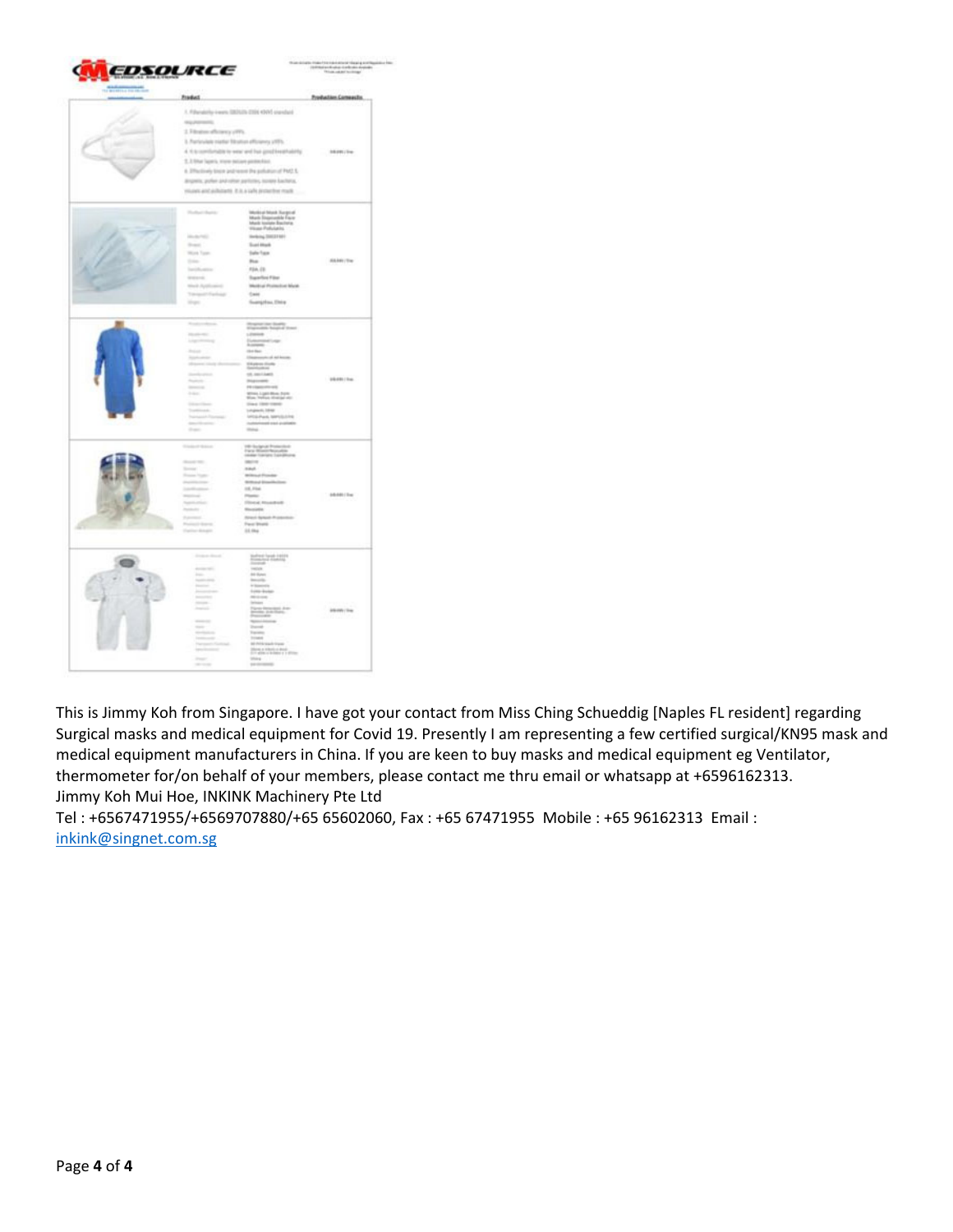This is Jimmy Koh from Singapore. I have got your contact from Miss Ching Schueddig [Naples FL resident] regarding Surgical masks and medical equipment for Covid 19. Presently I am representing a few certified surgical/KN95 mask and medical equipment manufacturers in China. If you are keen to buy masks and medical equipment eg Ventilator, thermometer for/on behalf of your members, please contact me thru email or whatsapp at +6596162313.
Jimmy Koh Mui Hoe, INKINK Machinery Pte Ltd
Tel : +6567471955/+6569707880/+65 65602060, Fax : +65 67471955 Mobile : +65 96162313 Email : inkink@singnet.com.sg